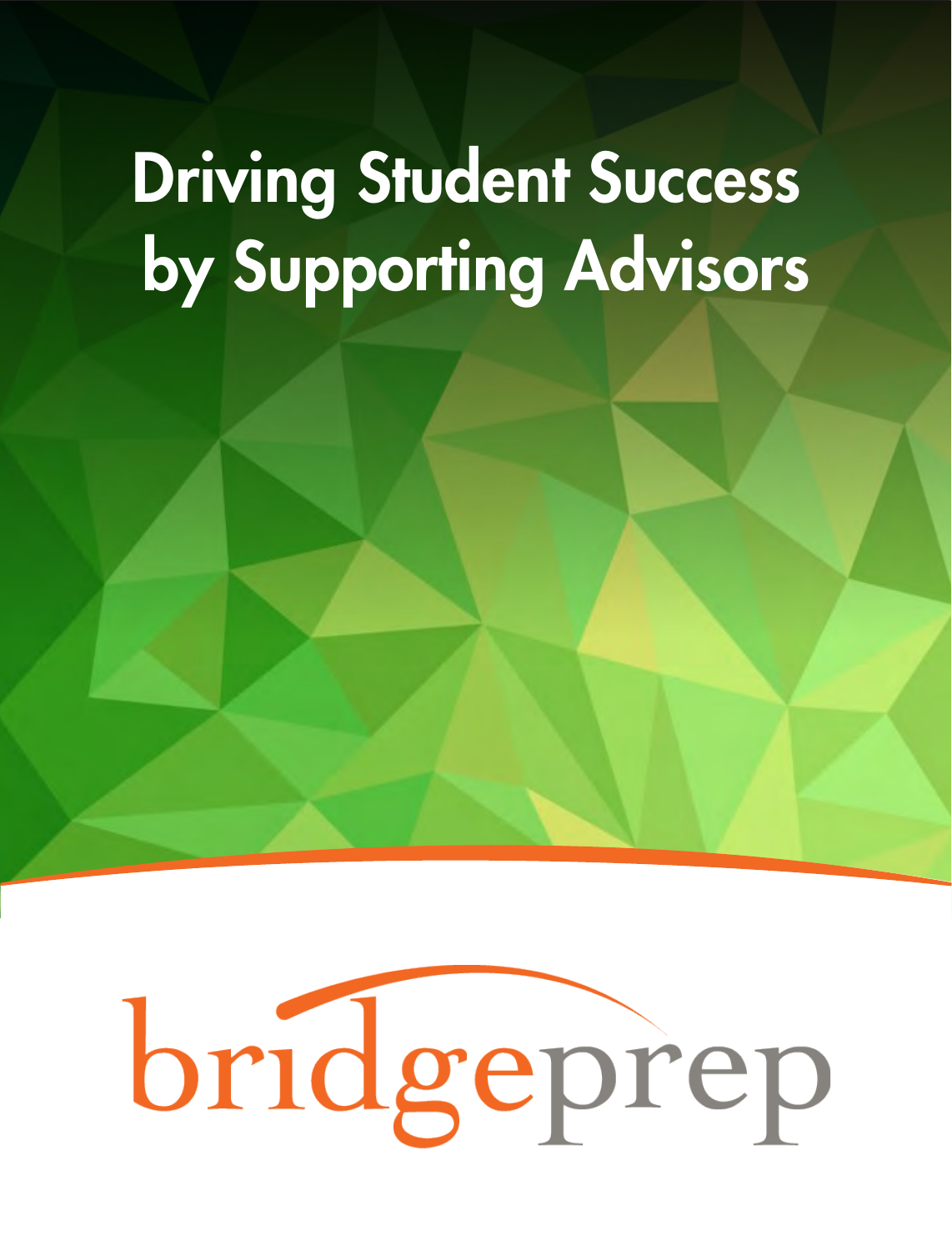# Driving Student Success by Supporting Advisors

bridgeprep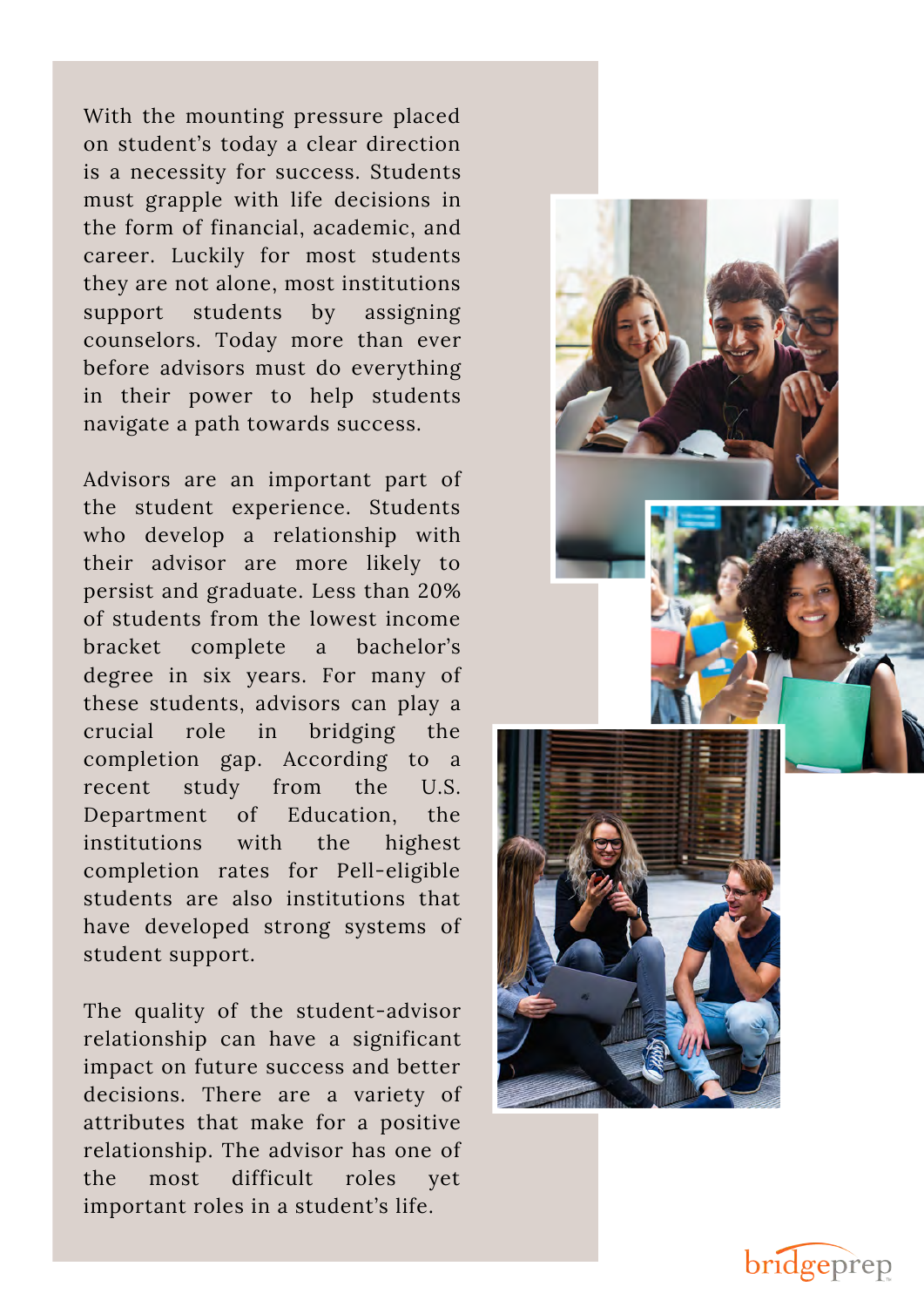With the mounting pressure placed on student's today a clear direction is a necessity for success. Students must grapple with life decisions in the form of financial, academic, and career. Luckily for most students they are not alone, most institutions support students by assigning counselors. Today more than ever before advisors must do everything in their power to help students navigate a path towards success.

Advisors are an important part of the student experience. Students who develop a relationship with their advisor are more likely to persist and graduate. Less than 20% of students from the lowest income bracket complete a bachelor's degree in six years. For many of these students, advisors can play a crucial role in bridging the completion gap. According to a recent study from the U.S. Department of Education, the institutions with the highest completion rates for Pell-eligible students are also institutions that have developed strong systems of student support.

The quality of the student-advisor relationship can have a significant impact on future success and better decisions. There are a variety of attributes that make for a positive relationship. The advisor has one of the most difficult roles yet important roles in a student's life.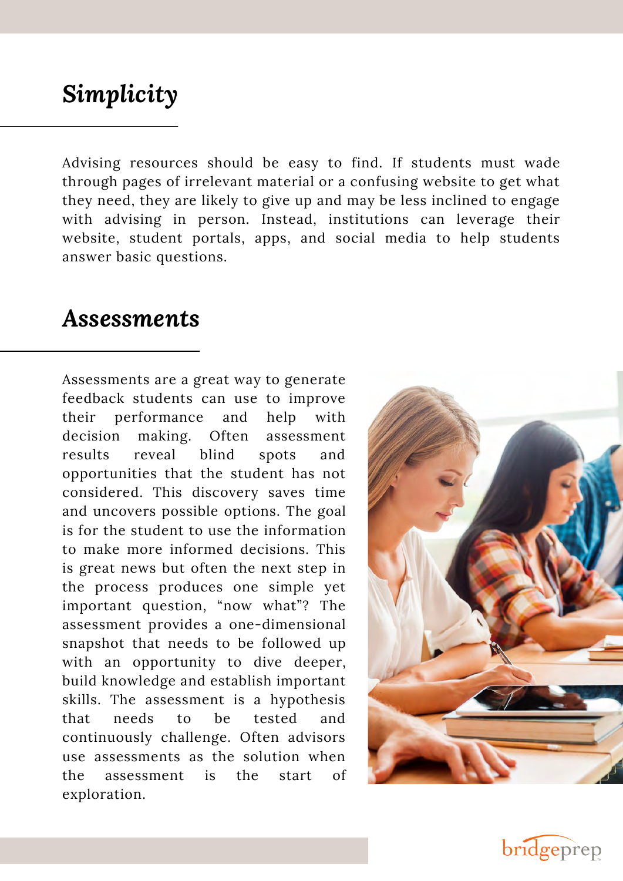## *Simplicity*

Advising resources should be easy to find. If students must wade through pages of irrelevant material or a confusing website to get what they need, they are likely to give up and may be less inclined to engage with advising in person. Instead, institutions can leverage their website, student portals, apps, and social media to help students answer basic questions.

## *Assessments*

Assessments are a great way to generate feedback students can use to improve their performance and help with decision making. Often assessment results reveal blind spots and opportunities that the student has not considered. This discovery saves time and uncovers possible options. The goal is for the student to use the information to make more informed decisions. This is great news but often the next step in the process produces one simple yet important question, "now what"? The assessment provides a one-dimensional snapshot that needs to be followed up with an opportunity to dive deeper, build knowledge and establish important skills. The assessment is a hypothesis that needs to be tested and continuously challenge. Often advisors use assessments as the solution when the assessment is the start of exploration.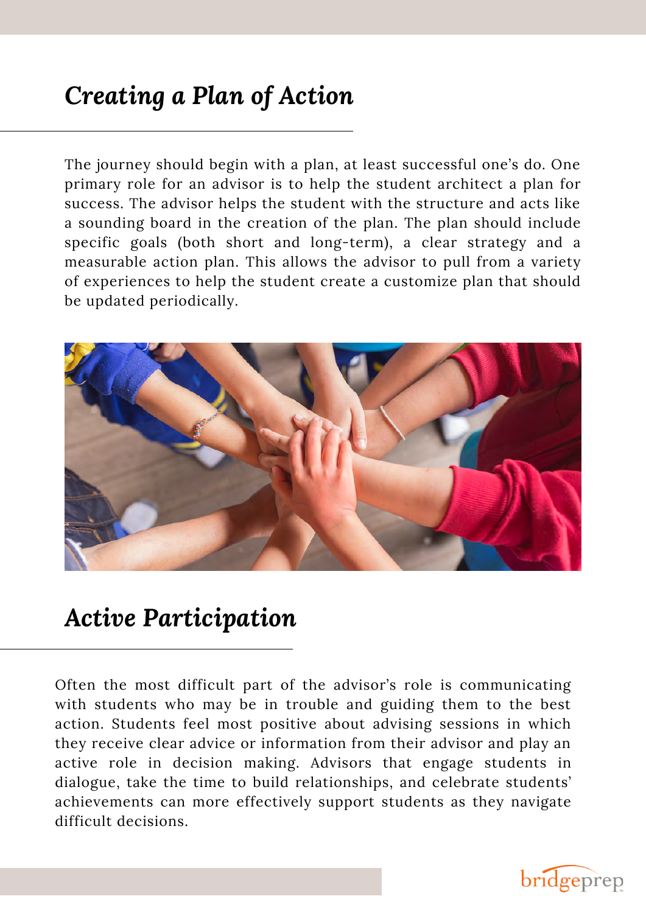## *Creating a Plan of Action*

The journey should begin with a plan, at least successful one's do. One primary role for an advisor is to help the student architect a plan for success. The advisor helps the student with the structure and acts like a sounding board in the creation of the plan. The plan should include specific goals (both short and long-term), a clear strategy and a measurable action plan. This allows the advisor to pull from a variety of experiences to help the student create a customize plan that should be updated periodically.

## *Active Participation*

Often the most difficult part of the advisor's role is communicating with students who may be in trouble and guiding them to the best action. Students feel most positive about advising sessions in which they receive clear advice or information from their advisor and play an active role in decision making. Advisors that engage students in dialogue, take the time to build relationships, and celebrate students' achievements can more effectively support students as they navigate difficult decisions.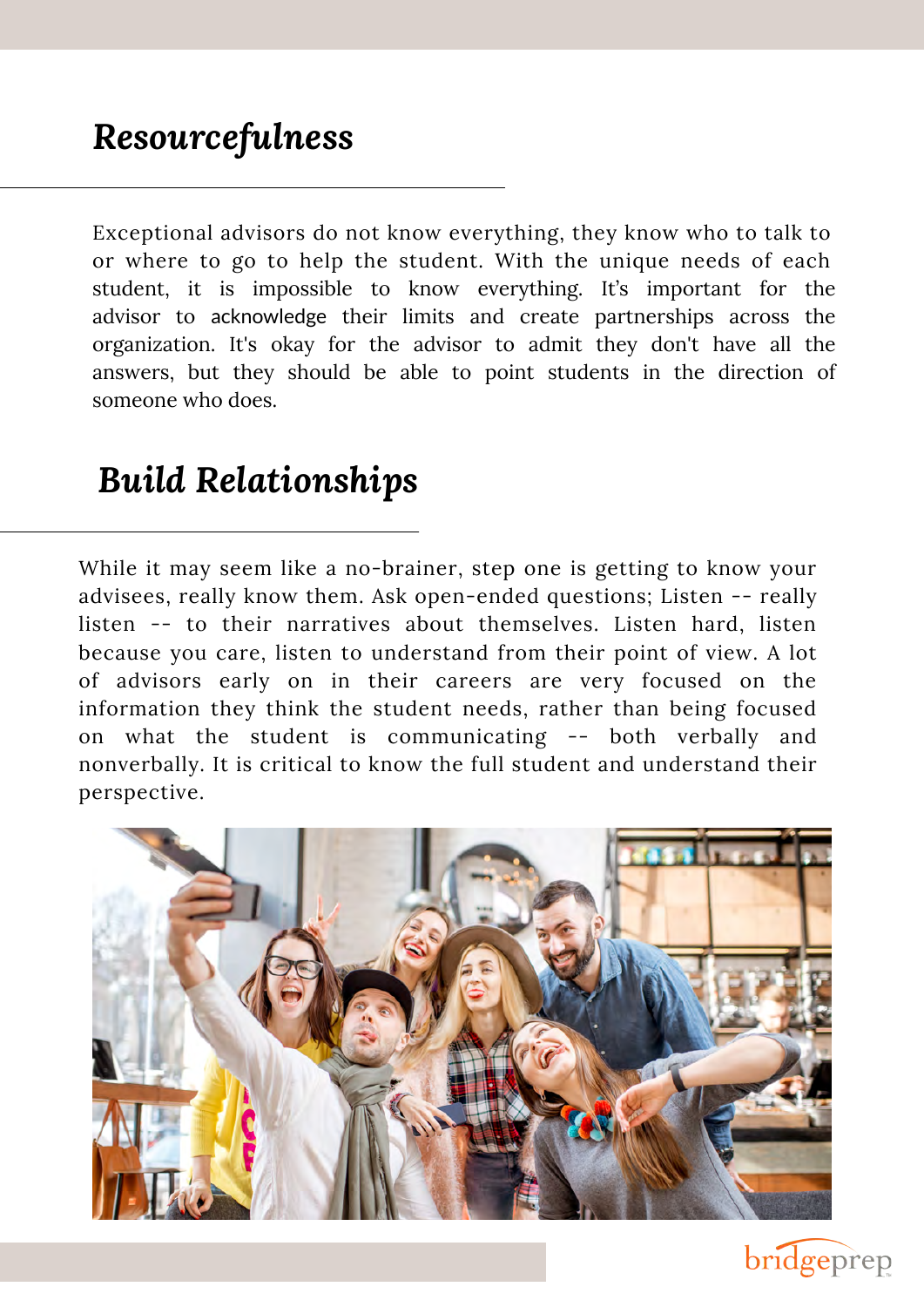## *Resourcefulness*

Exceptional advisors do not know everything, they know who to talk to or where to go to help the student. With the unique needs of each student, it is impossible to know everything. It's important for the advisor to acknowledge their limits and create partnerships across the organization. It's okay for the advisor to admit they don't have all the answers, but they should be able to point students in the direction of someone who does.

## *Build Relationships*

While it may seem like a no-brainer, step one is getting to know your advisees, really know them. Ask open-ended questions; Listen -- really listen -- to their narratives about themselves. Listen hard, listen because you care, listen to understand from their point of view. A lot of advisors early on in their careers are very focused on the information they think the student needs, rather than being focused on what the student is communicating -- both verbally and nonverbally. It is critical to know the full student and understand their perspective.